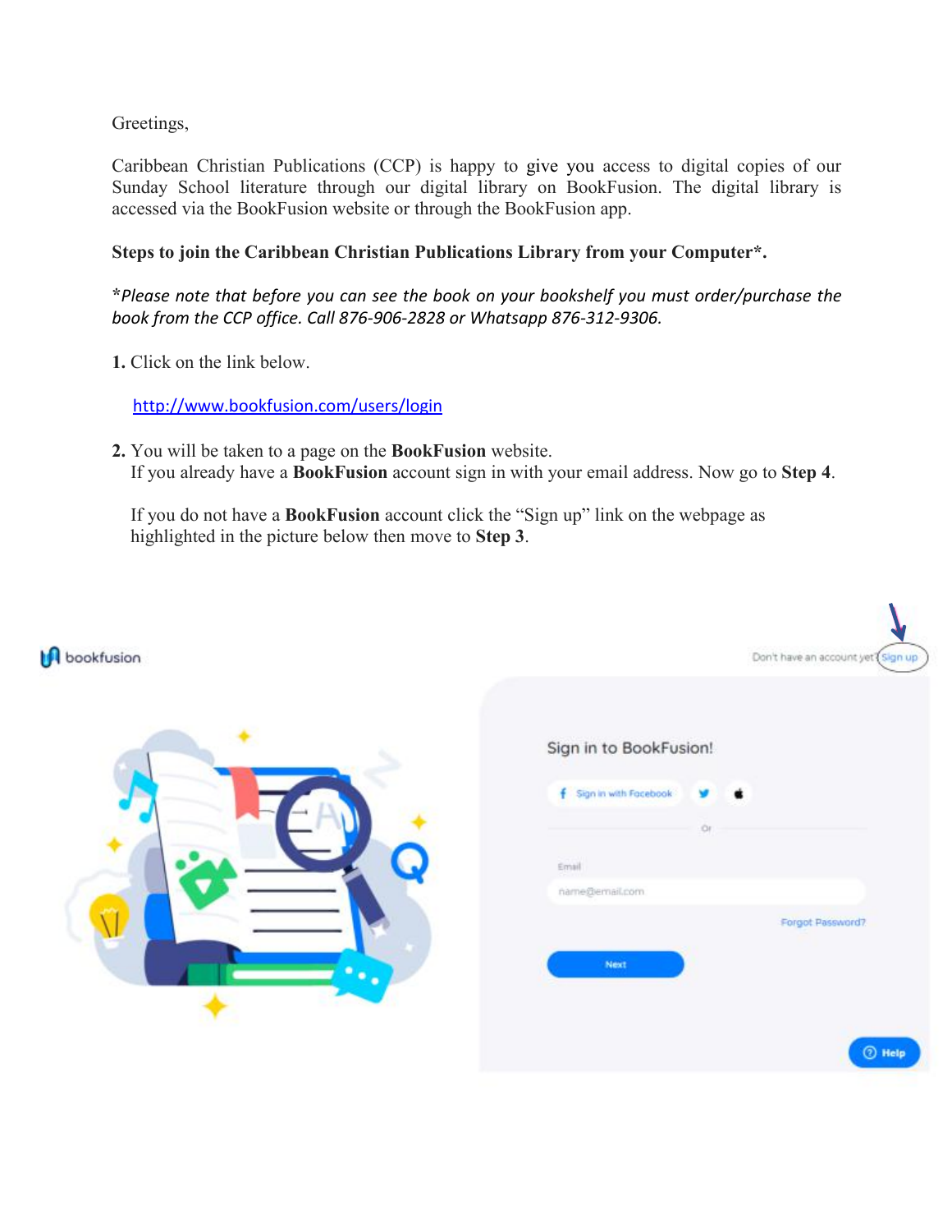Greetings,

Caribbean Christian Publications (CCP) is happy to give you access to digital copies of our Sunday School literature through our digital library on BookFusion. The digital library is accessed via the BookFusion website or through the BookFusion app.

**Steps to join the Caribbean Christian Publications Library from your Computer*.**

*\*Please note that before you can see the book on your bookshelf you must order/purchase the book from the CCP office. Call 876-906-2828 or Whatsapp 876-312-9306.*

**1.** Click on the link below.

[http://www.bookfusion.com/users/login](http://www.bookfusion.com/users/login)

**2.** You will be taken to a page on the **BookFusion** website.
If you already have a **BookFusion** account sign in with your email address. Now go to **Step 4**.

If you do not have a **BookFusion** account click the "Sign up" link on the webpage as highlighted in the picture below then move to **Step 3**.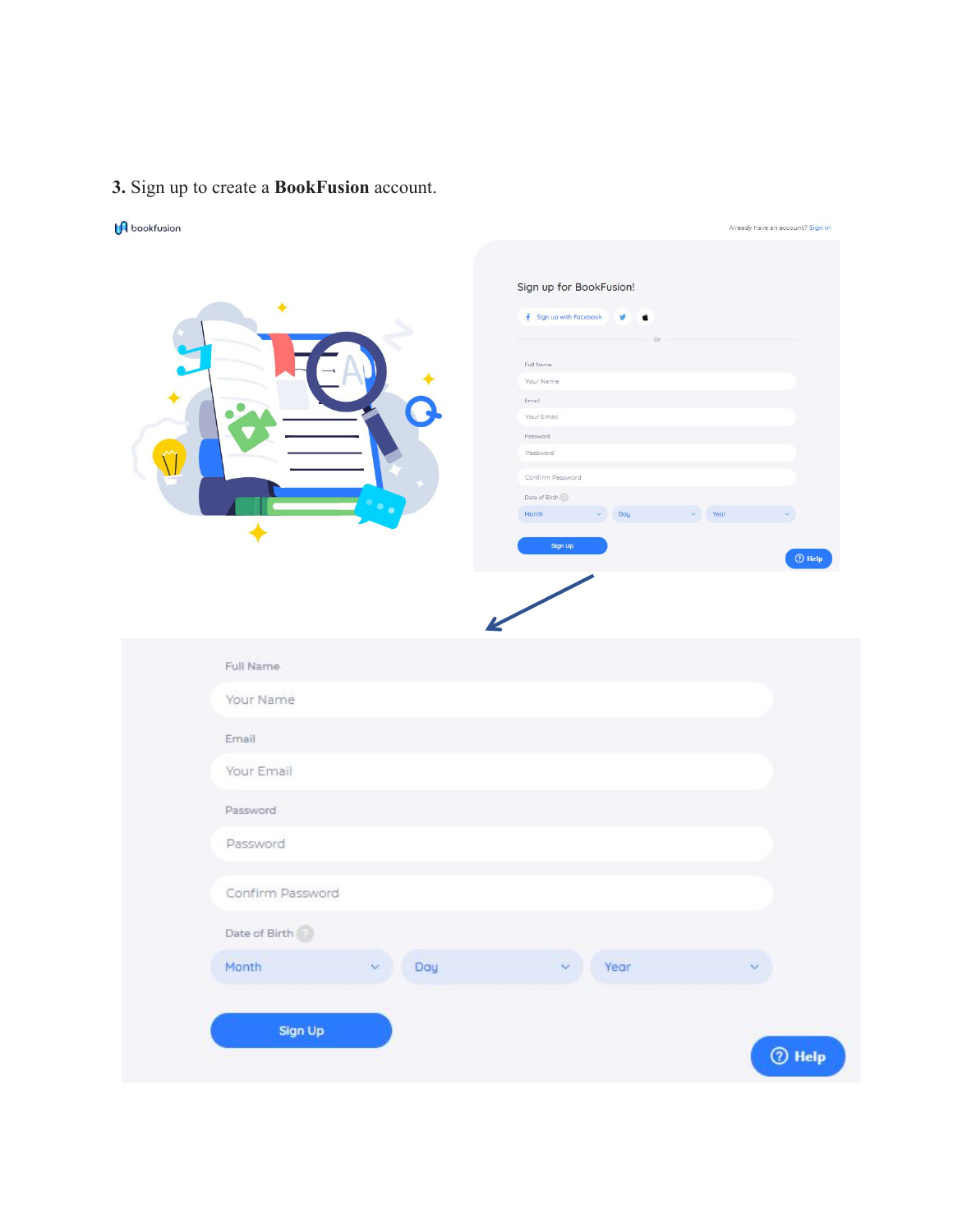**3.** Sign up to create a **BookFusion** account.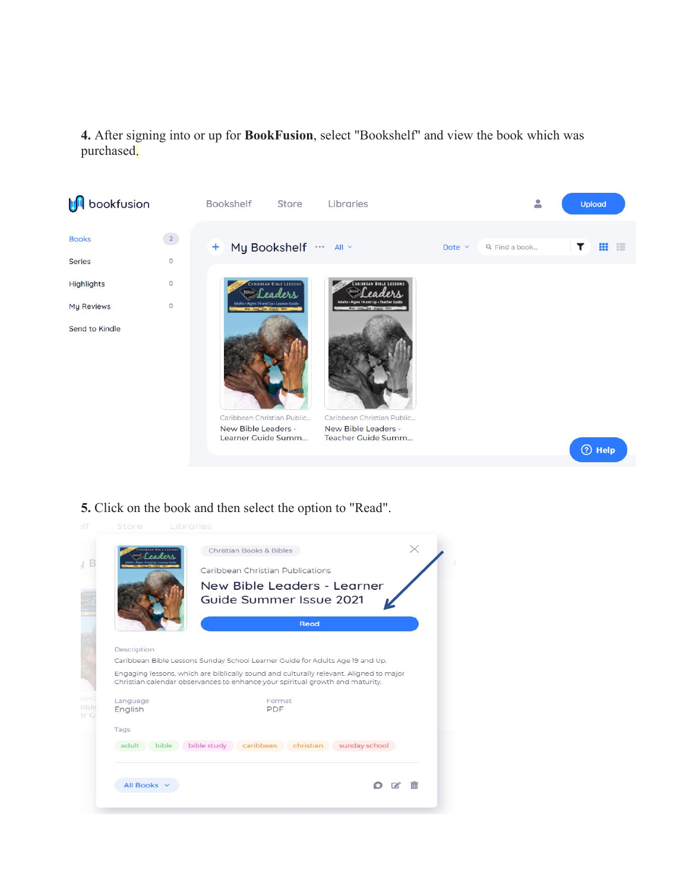**4.** After signing into or up for **BookFusion**, select "Bookshelf" and view the book which was purchased.

**5.** Click on the book and then select the option to "Read".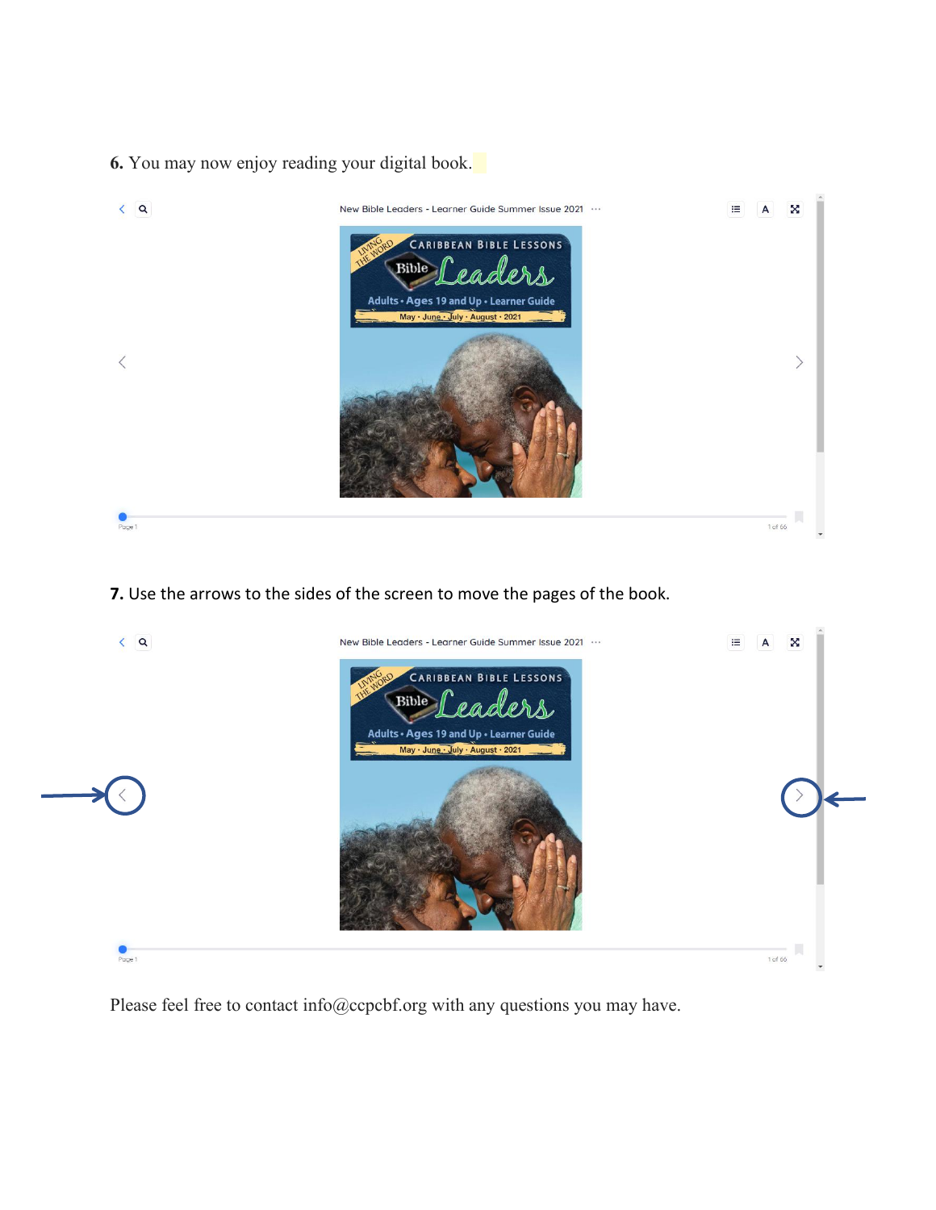**6.** You may now enjoy reading your digital book.

**7.** Use the arrows to the sides of the screen to move the pages of the book.

Please feel free to contact info@ccpcbf.org with any questions you may have.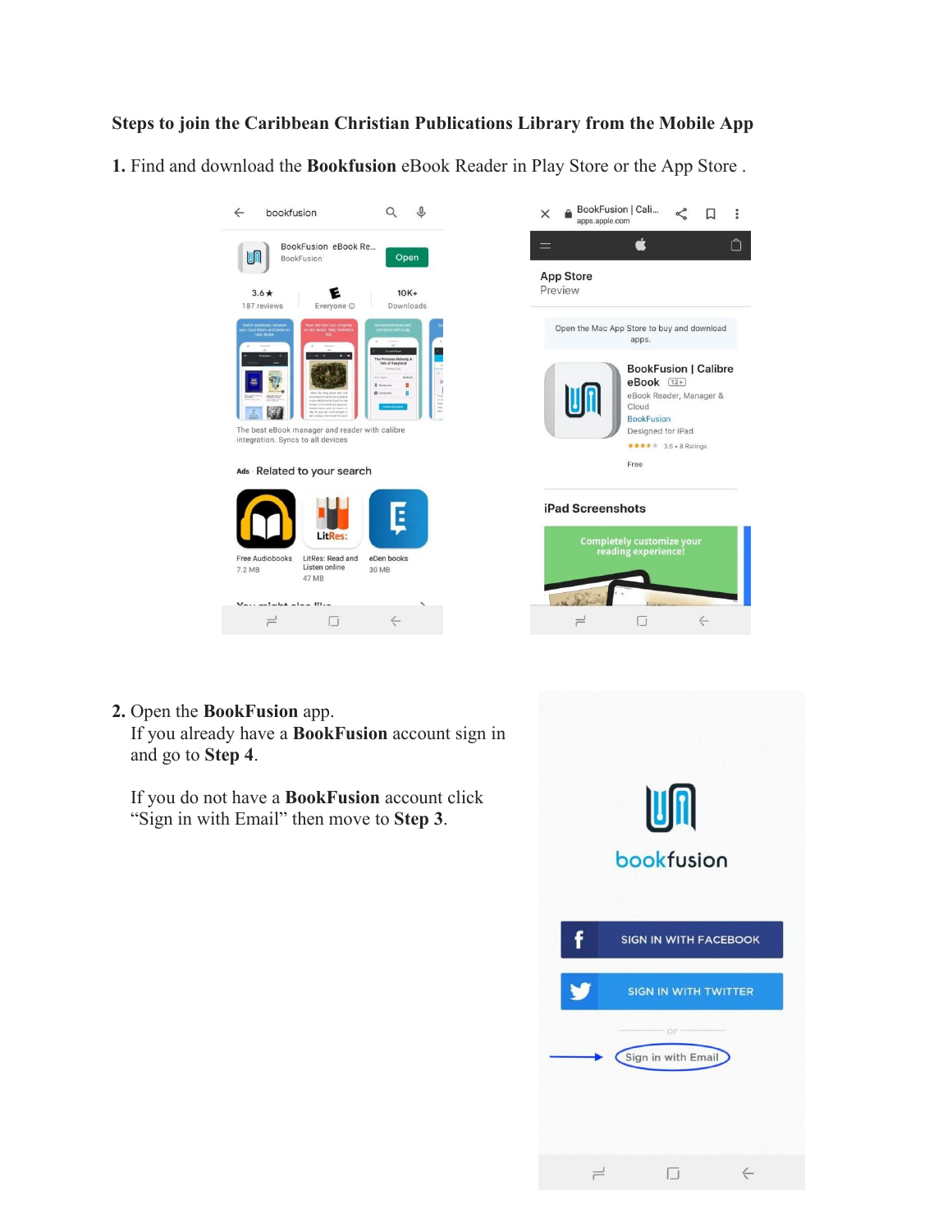**Steps to join the Caribbean Christian Publications Library from the Mobile App**

**1.** Find and download the **Bookfusion** eBook Reader in Play Store or the App Store .

**2.** Open the **BookFusion** app.
If you already have a **BookFusion** account sign in and go to **Step 4**.

If you do not have a **BookFusion** account click "Sign in with Email" then move to **Step 3**.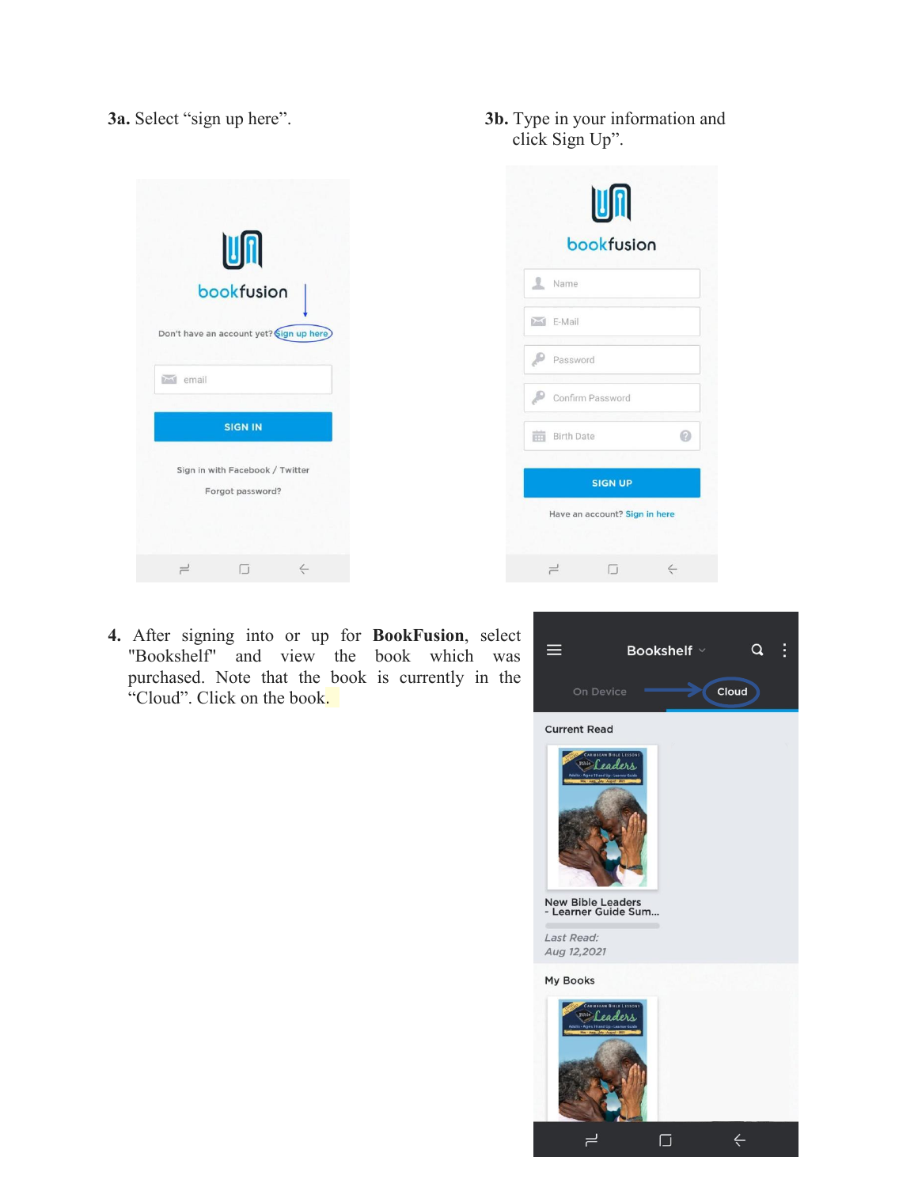**3a.** Select “sign up here”.

**3b.** Type in your information and click Sign Up”.

**4.** After signing into or up for **BookFusion**, select "Bookshelf" and view the book which was purchased. Note that the book is currently in the “Cloud”. Click on the book.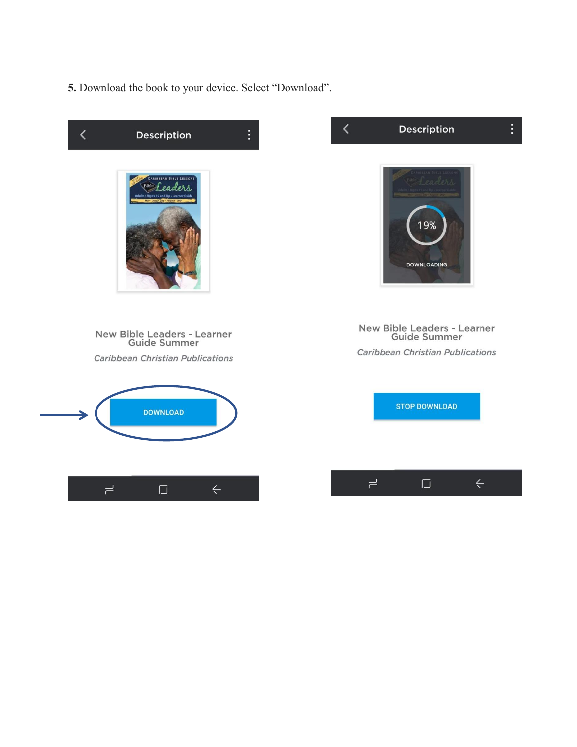**5.** Download the book to your device. Select "Download".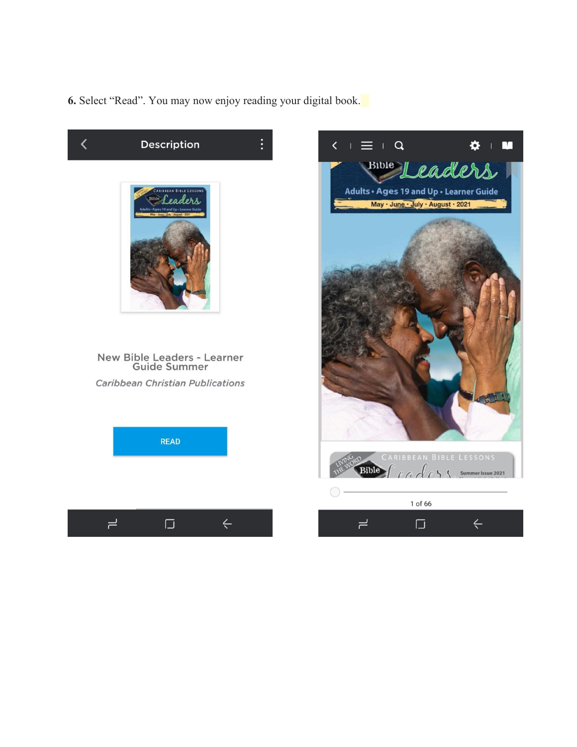**6.** Select "Read". You may now enjoy reading your digital book.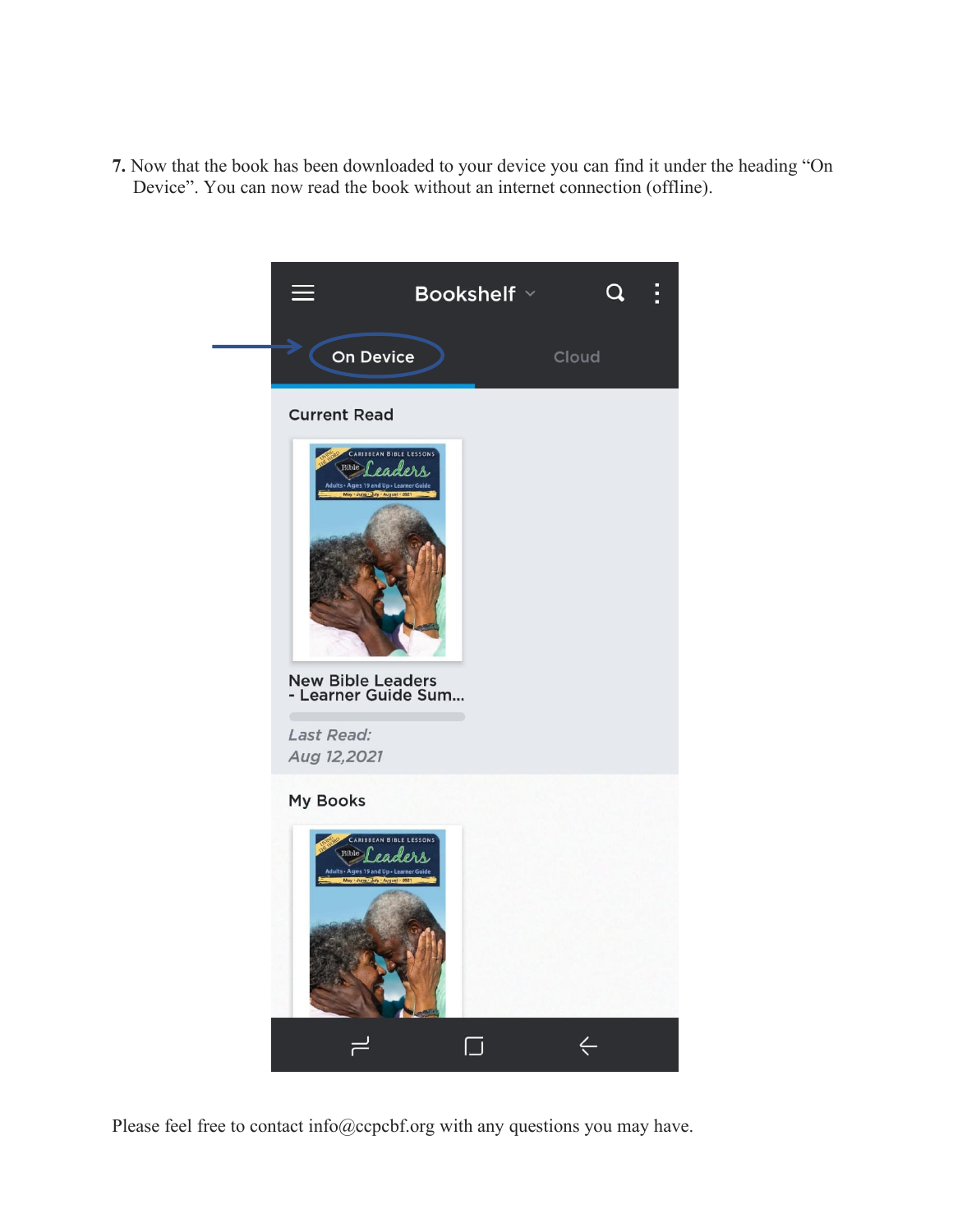7. Now that the book has been downloaded to your device you can find it under the heading "On Device". You can now read the book without an internet connection (offline).

Please feel free to contact info@ccpcbf.org with any questions you may have.